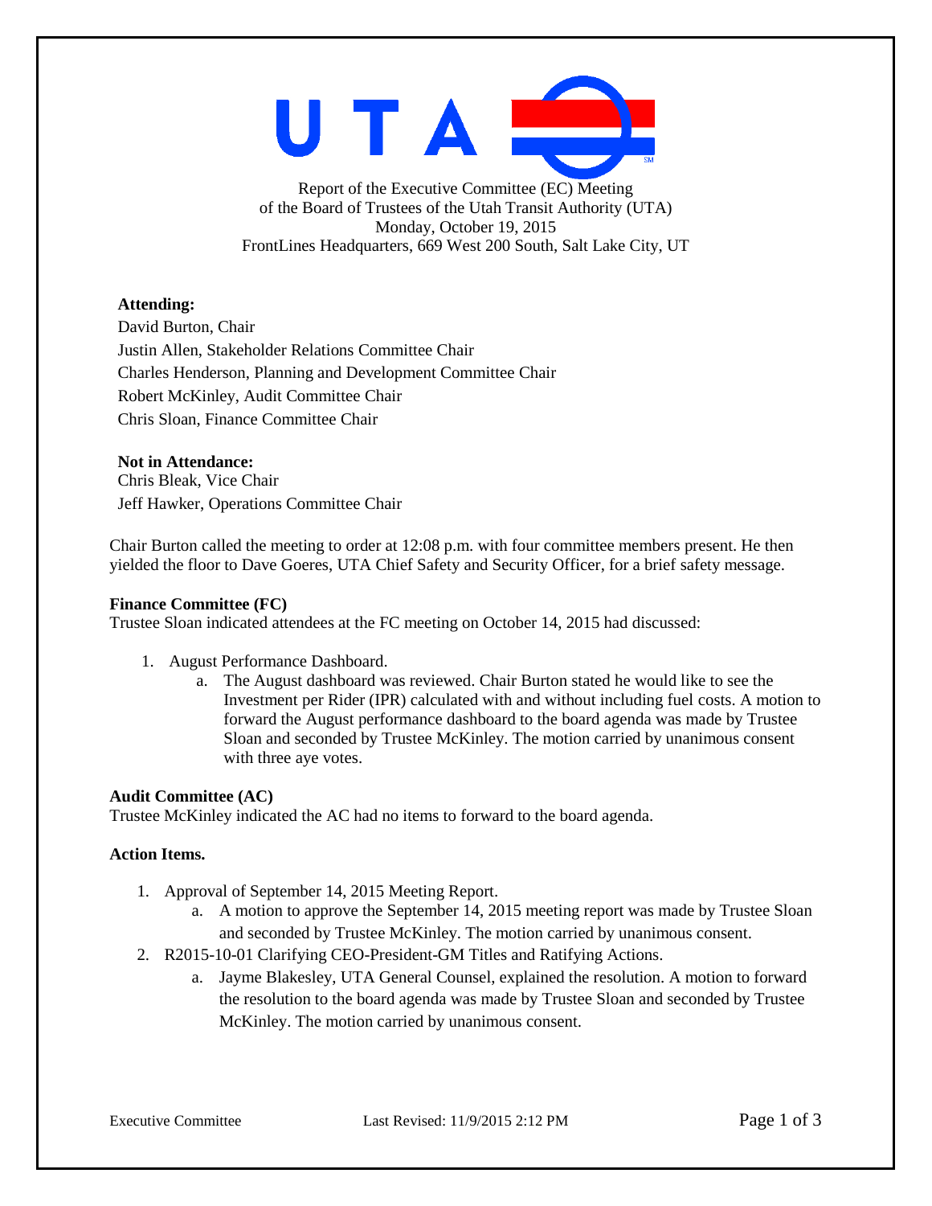Report of the Executive Committee (EC) Meeting
of the Board of Trustees of the Utah Transit Authority (UTA)
Monday, October 19, 2015
FrontLines Headquarters, 669 West 200 South, Salt Lake City, UT

**Attending:**
David Burton, Chair
Justin Allen, Stakeholder Relations Committee Chair
Charles Henderson, Planning and Development Committee Chair
Robert McKinley, Audit Committee Chair
Chris Sloan, Finance Committee Chair

**Not in Attendance:**
Chris Bleak, Vice Chair
Jeff Hawker, Operations Committee Chair

Chair Burton called the meeting to order at 12:08 p.m. with four committee members present. He then yielded the floor to Dave Goeres, UTA Chief Safety and Security Officer, for a brief safety message.

**Finance Committee (FC)**
Trustee Sloan indicated attendees at the FC meeting on October 14, 2015 had discussed:

1. August Performance Dashboard.
   a. The August dashboard was reviewed. Chair Burton stated he would like to see the Investment per Rider (IPR) calculated with and without including fuel costs. A motion to forward the August performance dashboard to the board agenda was made by Trustee Sloan and seconded by Trustee McKinley. The motion carried by unanimous consent with three aye votes.

**Audit Committee (AC)**
Trustee McKinley indicated the AC had no items to forward to the board agenda.

**Action Items.**

1. Approval of September 14, 2015 Meeting Report.
   a. A motion to approve the September 14, 2015 meeting report was made by Trustee Sloan and seconded by Trustee McKinley. The motion carried by unanimous consent.
2. R2015-10-01 Clarifying CEO-President-GM Titles and Ratifying Actions.
   a. Jayme Blakesley, UTA General Counsel, explained the resolution. A motion to forward the resolution to the board agenda was made by Trustee Sloan and seconded by Trustee McKinley. The motion carried by unanimous consent.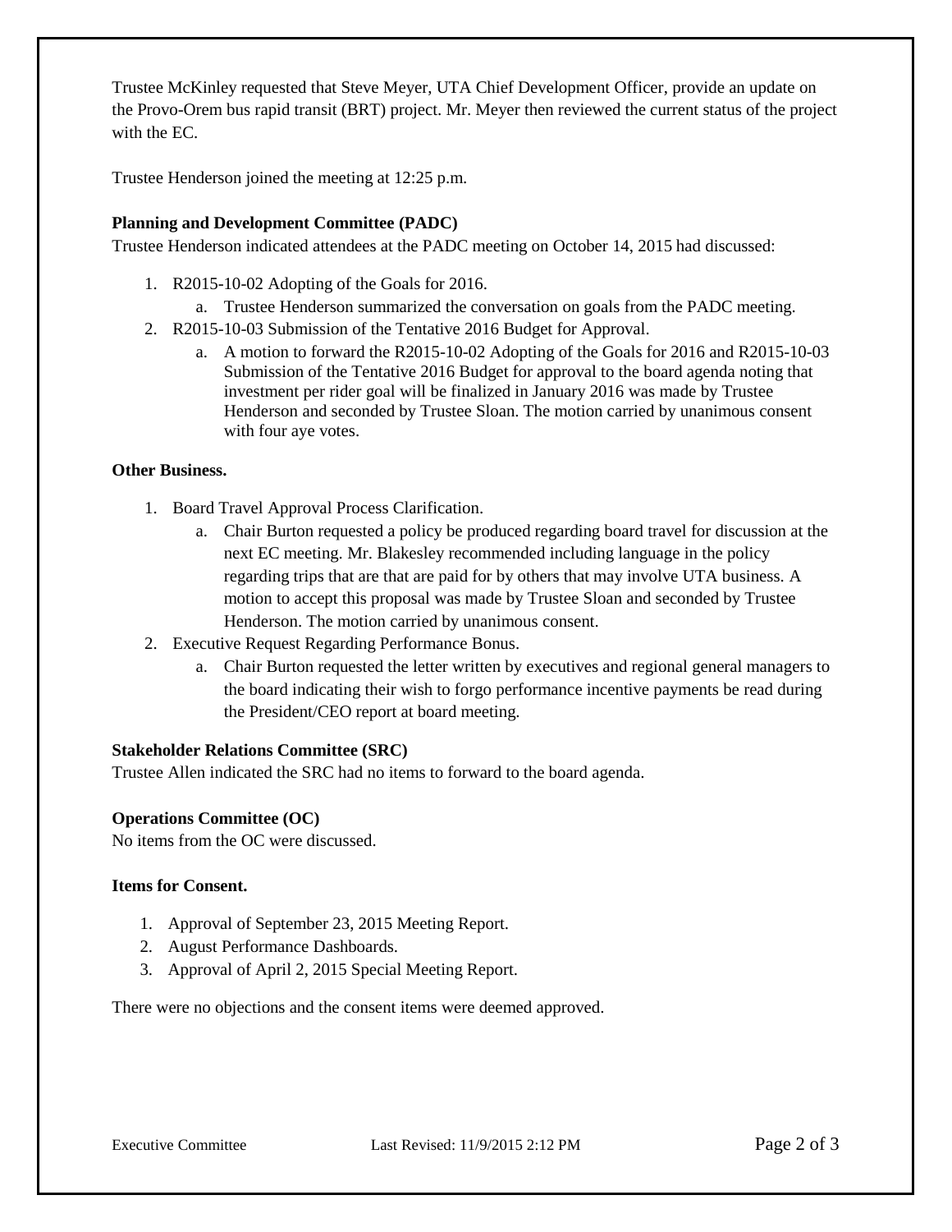Trustee McKinley requested that Steve Meyer, UTA Chief Development Officer, provide an update on the Provo-Orem bus rapid transit (BRT) project. Mr. Meyer then reviewed the current status of the project with the EC.

Trustee Henderson joined the meeting at 12:25 p.m.

**Planning and Development Committee (PADC)**

Trustee Henderson indicated attendees at the PADC meeting on October 14, 2015 had discussed:

1. R2015-10-02 Adopting of the Goals for 2016.
   a. Trustee Henderson summarized the conversation on goals from the PADC meeting.
2. R2015-10-03 Submission of the Tentative 2016 Budget for Approval.
   a. A motion to forward the R2015-10-02 Adopting of the Goals for 2016 and R2015-10-03 Submission of the Tentative 2016 Budget for approval to the board agenda noting that investment per rider goal will be finalized in January 2016 was made by Trustee Henderson and seconded by Trustee Sloan. The motion carried by unanimous consent with four aye votes.

**Other Business.**

1. Board Travel Approval Process Clarification.
   a. Chair Burton requested a policy be produced regarding board travel for discussion at the next EC meeting. Mr. Blakesley recommended including language in the policy regarding trips that are that are paid for by others that may involve UTA business. A motion to accept this proposal was made by Trustee Sloan and seconded by Trustee Henderson. The motion carried by unanimous consent.
2. Executive Request Regarding Performance Bonus.
   a. Chair Burton requested the letter written by executives and regional general managers to the board indicating their wish to forgo performance incentive payments be read during the President/CEO report at board meeting.

**Stakeholder Relations Committee (SRC)**

Trustee Allen indicated the SRC had no items to forward to the board agenda.

**Operations Committee (OC)**

No items from the OC were discussed.

**Items for Consent.**

1. Approval of September 23, 2015 Meeting Report.
2. August Performance Dashboards.
3. Approval of April 2, 2015 Special Meeting Report.

There were no objections and the consent items were deemed approved.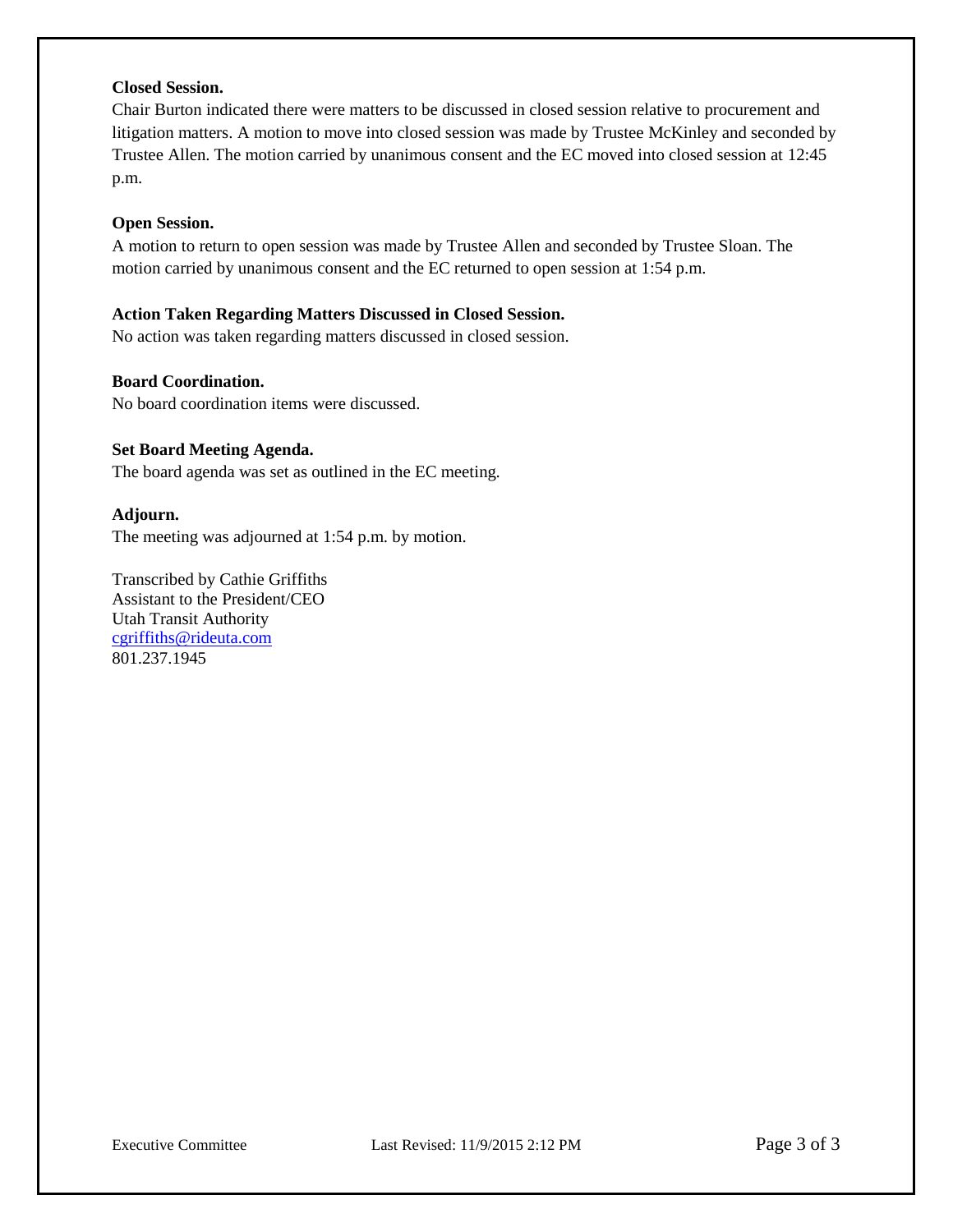**Closed Session.**

Chair Burton indicated there were matters to be discussed in closed session relative to procurement and litigation matters. A motion to move into closed session was made by Trustee McKinley and seconded by Trustee Allen. The motion carried by unanimous consent and the EC moved into closed session at 12:45 p.m.

**Open Session.**

A motion to return to open session was made by Trustee Allen and seconded by Trustee Sloan. The motion carried by unanimous consent and the EC returned to open session at 1:54 p.m.

**Action Taken Regarding Matters Discussed in Closed Session.**

No action was taken regarding matters discussed in closed session.

**Board Coordination.**

No board coordination items were discussed.

**Set Board Meeting Agenda.**

The board agenda was set as outlined in the EC meeting.

**Adjourn.**

The meeting was adjourned at 1:54 p.m. by motion.

Transcribed by Cathie Griffiths
Assistant to the President/CEO
Utah Transit Authority
cgriffiths@rideuta.com
801.237.1945